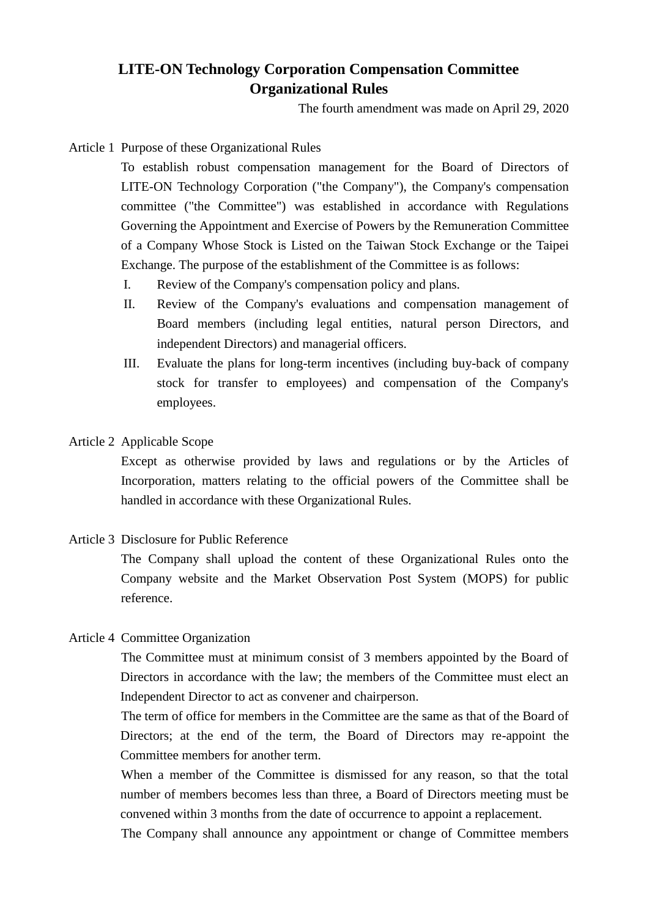# LITE-ON Technology Corporation Compensation Committee Organizational Rules

The fourth amendment was made on April 29, 2020

Article 1 Purpose of these Organizational Rules

To establish robust compensation management for the Board of Directors of LITE-ON Technology Corporation ("the Company"), the Company's compensation committee ("the Committee") was established in accordance with Regulations Governing the Appointment and Exercise of Powers by the Remuneration Committee of a Company Whose Stock is Listed on the Taiwan Stock Exchange or the Taipei Exchange. The purpose of the establishment of the Committee is as follows:

I. Review of the Company's compensation policy and plans.

II. Review of the Company's evaluations and compensation management of Board members (including legal entities, natural person Directors, and independent Directors) and managerial officers.

III. Evaluate the plans for long-term incentives (including buy-back of company stock for transfer to employees) and compensation of the Company's employees.

Article 2 Applicable Scope

Except as otherwise provided by laws and regulations or by the Articles of Incorporation, matters relating to the official powers of the Committee shall be handled in accordance with these Organizational Rules.

Article 3 Disclosure for Public Reference

The Company shall upload the content of these Organizational Rules onto the Company website and the Market Observation Post System (MOPS) for public reference.

Article 4 Committee Organization

The Committee must at minimum consist of 3 members appointed by the Board of Directors in accordance with the law; the members of the Committee must elect an Independent Director to act as convener and chairperson.

The term of office for members in the Committee are the same as that of the Board of Directors; at the end of the term, the Board of Directors may re-appoint the Committee members for another term.

When a member of the Committee is dismissed for any reason, so that the total number of members becomes less than three, a Board of Directors meeting must be convened within 3 months from the date of occurrence to appoint a replacement.

The Company shall announce any appointment or change of Committee members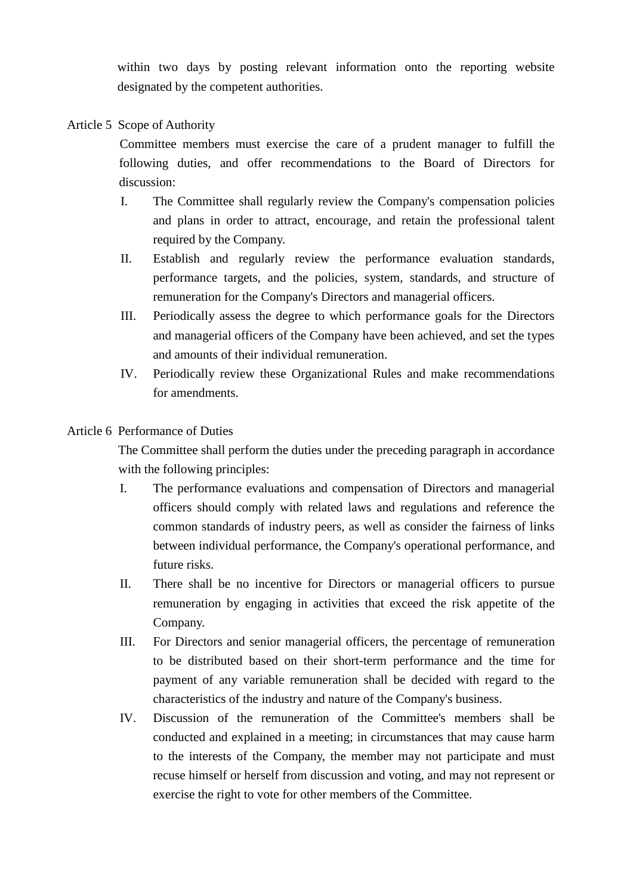within two days by posting relevant information onto the reporting website designated by the competent authorities.

Article 5 Scope of Authority

Committee members must exercise the care of a prudent manager to fulfill the following duties, and offer recommendations to the Board of Directors for discussion:

I. The Committee shall regularly review the Company's compensation policies and plans in order to attract, encourage, and retain the professional talent required by the Company.

II. Establish and regularly review the performance evaluation standards, performance targets, and the policies, system, standards, and structure of remuneration for the Company's Directors and managerial officers.

III. Periodically assess the degree to which performance goals for the Directors and managerial officers of the Company have been achieved, and set the types and amounts of their individual remuneration.

IV. Periodically review these Organizational Rules and make recommendations for amendments.

Article 6 Performance of Duties

The Committee shall perform the duties under the preceding paragraph in accordance with the following principles:

I. The performance evaluations and compensation of Directors and managerial officers should comply with related laws and regulations and reference the common standards of industry peers, as well as consider the fairness of links between individual performance, the Company's operational performance, and future risks.

II. There shall be no incentive for Directors or managerial officers to pursue remuneration by engaging in activities that exceed the risk appetite of the Company.

III. For Directors and senior managerial officers, the percentage of remuneration to be distributed based on their short-term performance and the time for payment of any variable remuneration shall be decided with regard to the characteristics of the industry and nature of the Company's business.

IV. Discussion of the remuneration of the Committee's members shall be conducted and explained in a meeting; in circumstances that may cause harm to the interests of the Company, the member may not participate and must recuse himself or herself from discussion and voting, and may not represent or exercise the right to vote for other members of the Committee.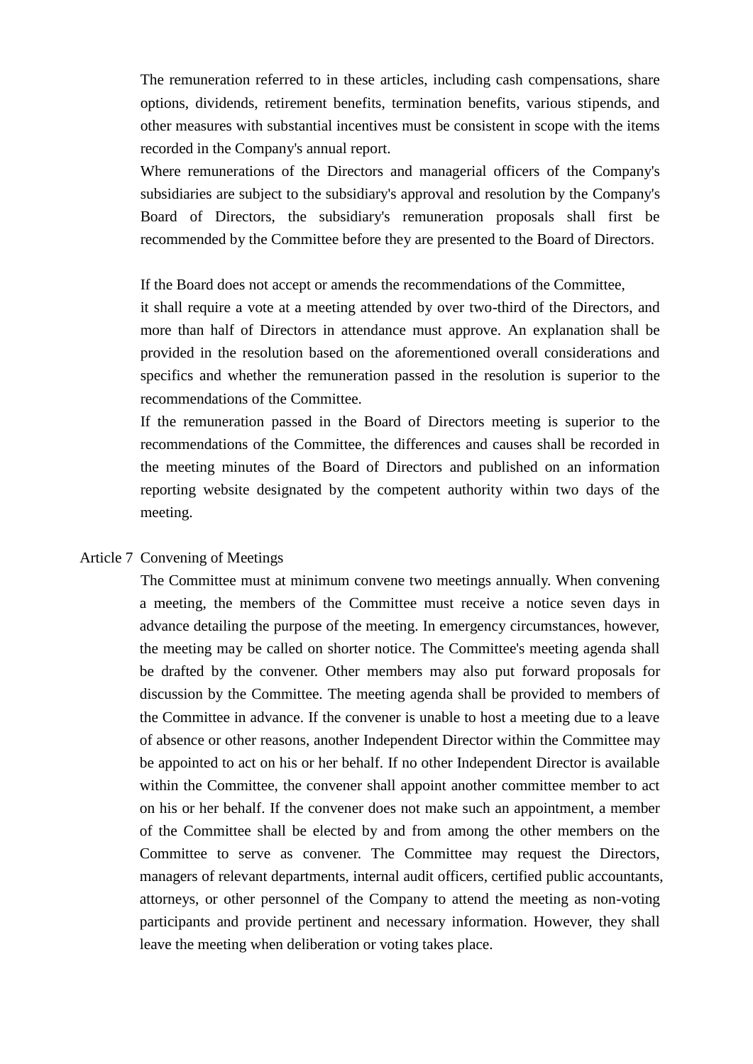The remuneration referred to in these articles, including cash compensations, share options, dividends, retirement benefits, termination benefits, various stipends, and other measures with substantial incentives must be consistent in scope with the items recorded in the Company's annual report.

Where remunerations of the Directors and managerial officers of the Company's subsidiaries are subject to the subsidiary's approval and resolution by the Company's Board of Directors, the subsidiary's remuneration proposals shall first be recommended by the Committee before they are presented to the Board of Directors.

If the Board does not accept or amends the recommendations of the Committee, it shall require a vote at a meeting attended by over two-third of the Directors, and more than half of Directors in attendance must approve. An explanation shall be provided in the resolution based on the aforementioned overall considerations and specifics and whether the remuneration passed in the resolution is superior to the recommendations of the Committee.

If the remuneration passed in the Board of Directors meeting is superior to the recommendations of the Committee, the differences and causes shall be recorded in the meeting minutes of the Board of Directors and published on an information reporting website designated by the competent authority within two days of the meeting.

Article 7 Convening of Meetings

The Committee must at minimum convene two meetings annually. When convening a meeting, the members of the Committee must receive a notice seven days in advance detailing the purpose of the meeting. In emergency circumstances, however, the meeting may be called on shorter notice. The Committee's meeting agenda shall be drafted by the convener. Other members may also put forward proposals for discussion by the Committee. The meeting agenda shall be provided to members of the Committee in advance. If the convener is unable to host a meeting due to a leave of absence or other reasons, another Independent Director within the Committee may be appointed to act on his or her behalf. If no other Independent Director is available within the Committee, the convener shall appoint another committee member to act on his or her behalf. If the convener does not make such an appointment, a member of the Committee shall be elected by and from among the other members on the Committee to serve as convener. The Committee may request the Directors, managers of relevant departments, internal audit officers, certified public accountants, attorneys, or other personnel of the Company to attend the meeting as non-voting participants and provide pertinent and necessary information. However, they shall leave the meeting when deliberation or voting takes place.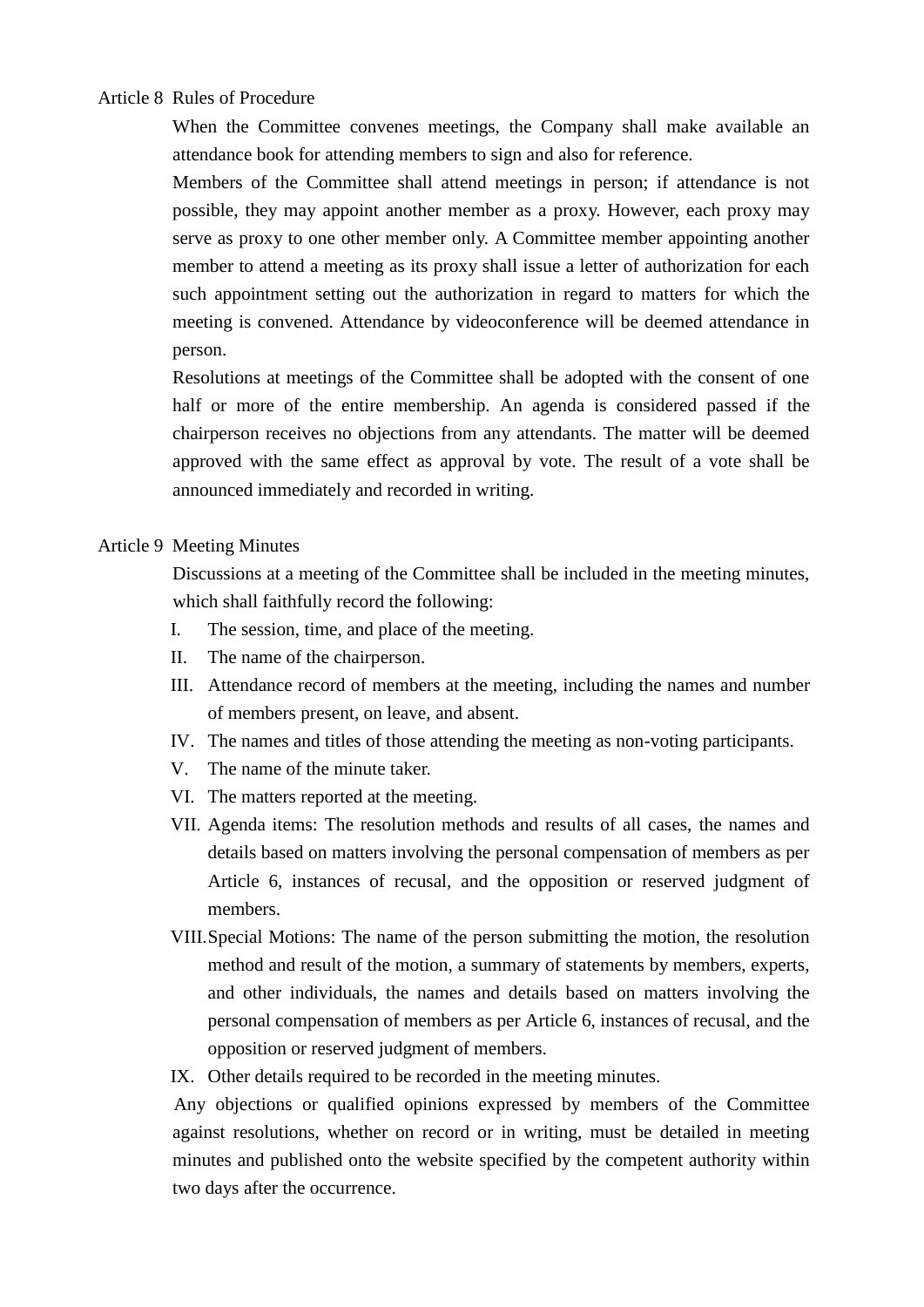## Article 8 Rules of Procedure

When the Committee convenes meetings, the Company shall make available an attendance book for attending members to sign and also for reference.

Members of the Committee shall attend meetings in person; if attendance is not possible, they may appoint another member as a proxy. However, each proxy may serve as proxy to one other member only. A Committee member appointing another member to attend a meeting as its proxy shall issue a letter of authorization for each such appointment setting out the authorization in regard to matters for which the meeting is convened. Attendance by videoconference will be deemed attendance in person.

Resolutions at meetings of the Committee shall be adopted with the consent of one half or more of the entire membership. An agenda is considered passed if the chairperson receives no objections from any attendants. The matter will be deemed approved with the same effect as approval by vote. The result of a vote shall be announced immediately and recorded in writing.

## Article 9 Meeting Minutes

Discussions at a meeting of the Committee shall be included in the meeting minutes, which shall faithfully record the following:

I. The session, time, and place of the meeting.

II. The name of the chairperson.

III. Attendance record of members at the meeting, including the names and number of members present, on leave, and absent.

IV. The names and titles of those attending the meeting as non-voting participants.

V. The name of the minute taker.

VI. The matters reported at the meeting.

VII. Agenda items: The resolution methods and results of all cases, the names and details based on matters involving the personal compensation of members as per Article 6, instances of recusal, and the opposition or reserved judgment of members.

VIII. Special Motions: The name of the person submitting the motion, the resolution method and result of the motion, a summary of statements by members, experts, and other individuals, the names and details based on matters involving the personal compensation of members as per Article 6, instances of recusal, and the opposition or reserved judgment of members.

IX. Other details required to be recorded in the meeting minutes.

Any objections or qualified opinions expressed by members of the Committee against resolutions, whether on record or in writing, must be detailed in meeting minutes and published onto the website specified by the competent authority within two days after the occurrence.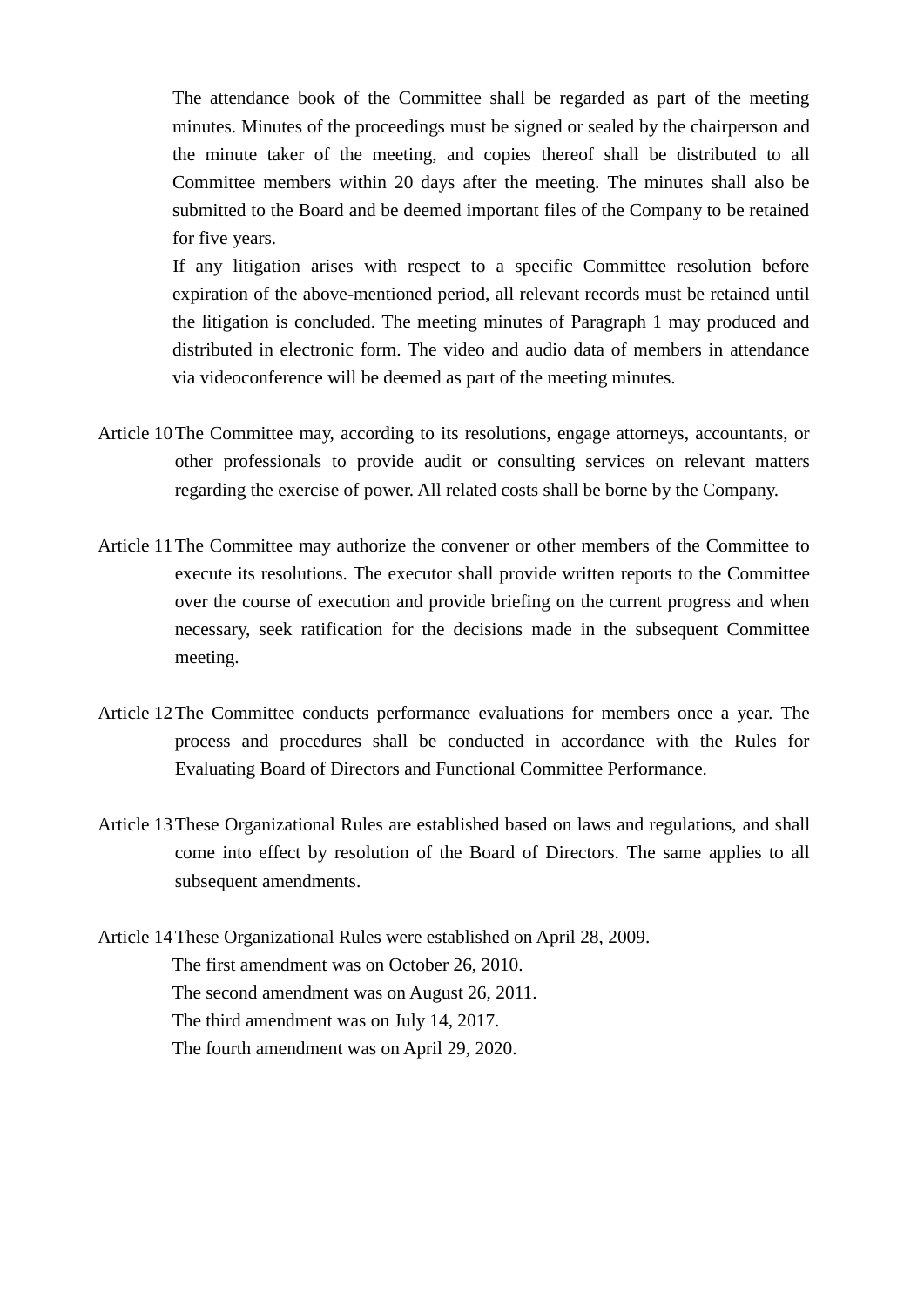The attendance book of the Committee shall be regarded as part of the meeting minutes. Minutes of the proceedings must be signed or sealed by the chairperson and the minute taker of the meeting, and copies thereof shall be distributed to all Committee members within 20 days after the meeting. The minutes shall also be submitted to the Board and be deemed important files of the Company to be retained for five years.

If any litigation arises with respect to a specific Committee resolution before expiration of the above-mentioned period, all relevant records must be retained until the litigation is concluded. The meeting minutes of Paragraph 1 may produced and distributed in electronic form. The video and audio data of members in attendance via videoconference will be deemed as part of the meeting minutes.

Article 10 The Committee may, according to its resolutions, engage attorneys, accountants, or other professionals to provide audit or consulting services on relevant matters regarding the exercise of power. All related costs shall be borne by the Company.

Article 11 The Committee may authorize the convener or other members of the Committee to execute its resolutions. The executor shall provide written reports to the Committee over the course of execution and provide briefing on the current progress and when necessary, seek ratification for the decisions made in the subsequent Committee meeting.

Article 12 The Committee conducts performance evaluations for members once a year. The process and procedures shall be conducted in accordance with the Rules for Evaluating Board of Directors and Functional Committee Performance.

Article 13 These Organizational Rules are established based on laws and regulations, and shall come into effect by resolution of the Board of Directors. The same applies to all subsequent amendments.

Article 14 These Organizational Rules were established on April 28, 2009.

The first amendment was on October 26, 2010.

The second amendment was on August 26, 2011.

The third amendment was on July 14, 2017.

The fourth amendment was on April 29, 2020.